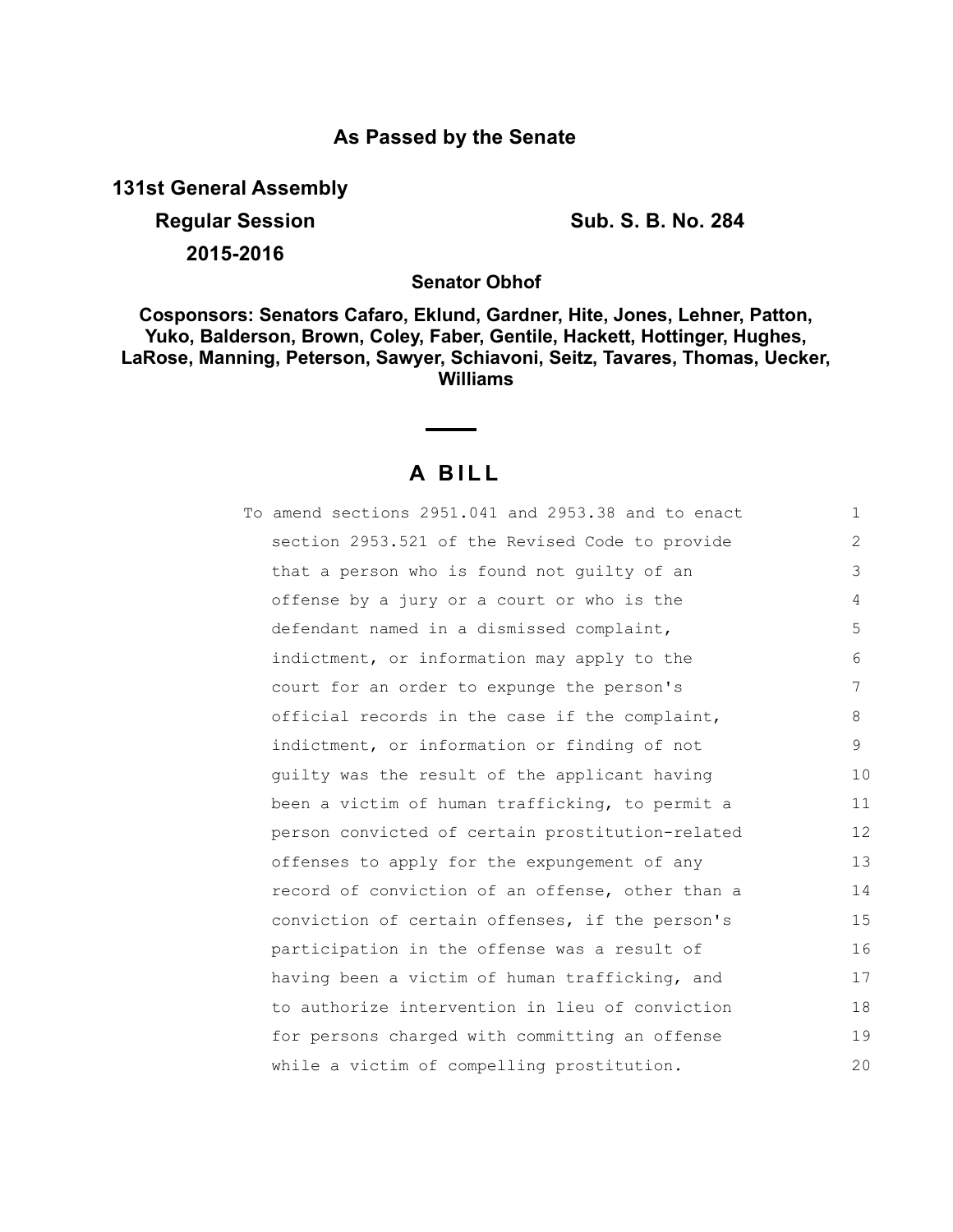**As Passed by the Senate**

**131st General Assembly**

**Regular Session** **Sub. S. B. No. 284**

**2015-2016**

**Senator Obhof**

**Cosponsors: Senators Cafaro, Eklund, Gardner, Hite, Jones, Lehner, Patton, Yuko, Balderson, Brown, Coley, Faber, Gentile, Hackett, Hottinger, Hughes, LaRose, Manning, Peterson, Sawyer, Schiavoni, Seitz, Tavares, Thomas, Uecker, Williams**

# A BILL

To amend sections 2951.041 and 2953.38 and to enact section 2953.521 of the Revised Code to provide that a person who is found not guilty of an offense by a jury or a court or who is the defendant named in a dismissed complaint, indictment, or information may apply to the court for an order to expunge the person's official records in the case if the complaint, indictment, or information or finding of not guilty was the result of the applicant having been a victim of human trafficking, to permit a person convicted of certain prostitution-related offenses to apply for the expungement of any record of conviction of an offense, other than a conviction of certain offenses, if the person's participation in the offense was a result of having been a victim of human trafficking, and to authorize intervention in lieu of conviction for persons charged with committing an offense while a victim of compelling prostitution.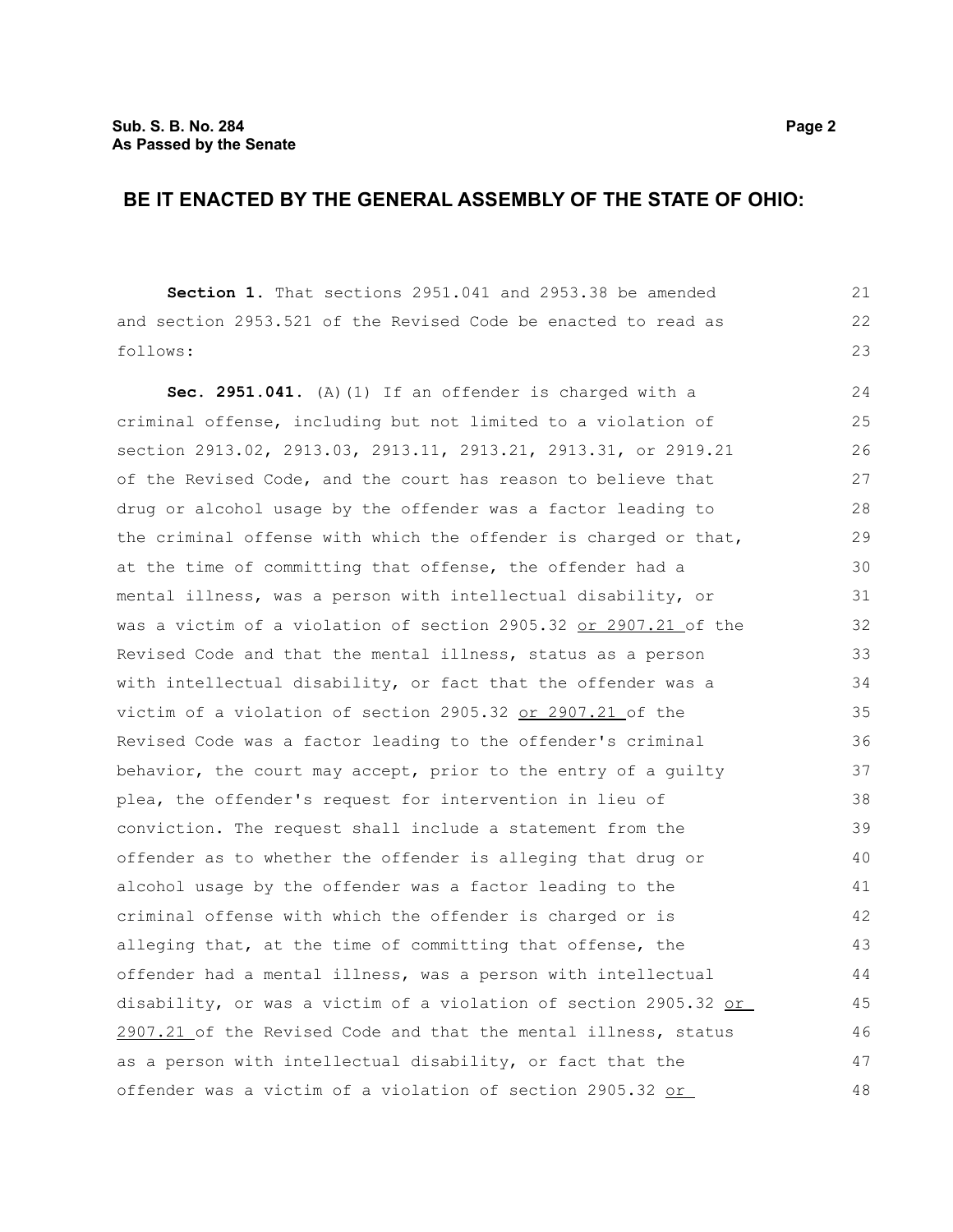## BE IT ENACTED BY THE GENERAL ASSEMBLY OF THE STATE OF OHIO:

**Section 1.** That sections 2951.041 and 2953.38 be amended and section 2953.521 of the Revised Code be enacted to read as follows:

**Sec. 2951.041.** (A)(1) If an offender is charged with a criminal offense, including but not limited to a violation of section 2913.02, 2913.03, 2913.11, 2913.21, 2913.31, or 2919.21 of the Revised Code, and the court has reason to believe that drug or alcohol usage by the offender was a factor leading to the criminal offense with which the offender is charged or that, at the time of committing that offense, the offender had a mental illness, was a person with intellectual disability, or was a victim of a violation of section 2905.32 or 2907.21 of the Revised Code and that the mental illness, status as a person with intellectual disability, or fact that the offender was a victim of a violation of section 2905.32 or 2907.21 of the Revised Code was a factor leading to the offender's criminal behavior, the court may accept, prior to the entry of a guilty plea, the offender's request for intervention in lieu of conviction. The request shall include a statement from the offender as to whether the offender is alleging that drug or alcohol usage by the offender was a factor leading to the criminal offense with which the offender is charged or is alleging that, at the time of committing that offense, the offender had a mental illness, was a person with intellectual disability, or was a victim of a violation of section 2905.32 or 2907.21 of the Revised Code and that the mental illness, status as a person with intellectual disability, or fact that the offender was a victim of a violation of section 2905.32 or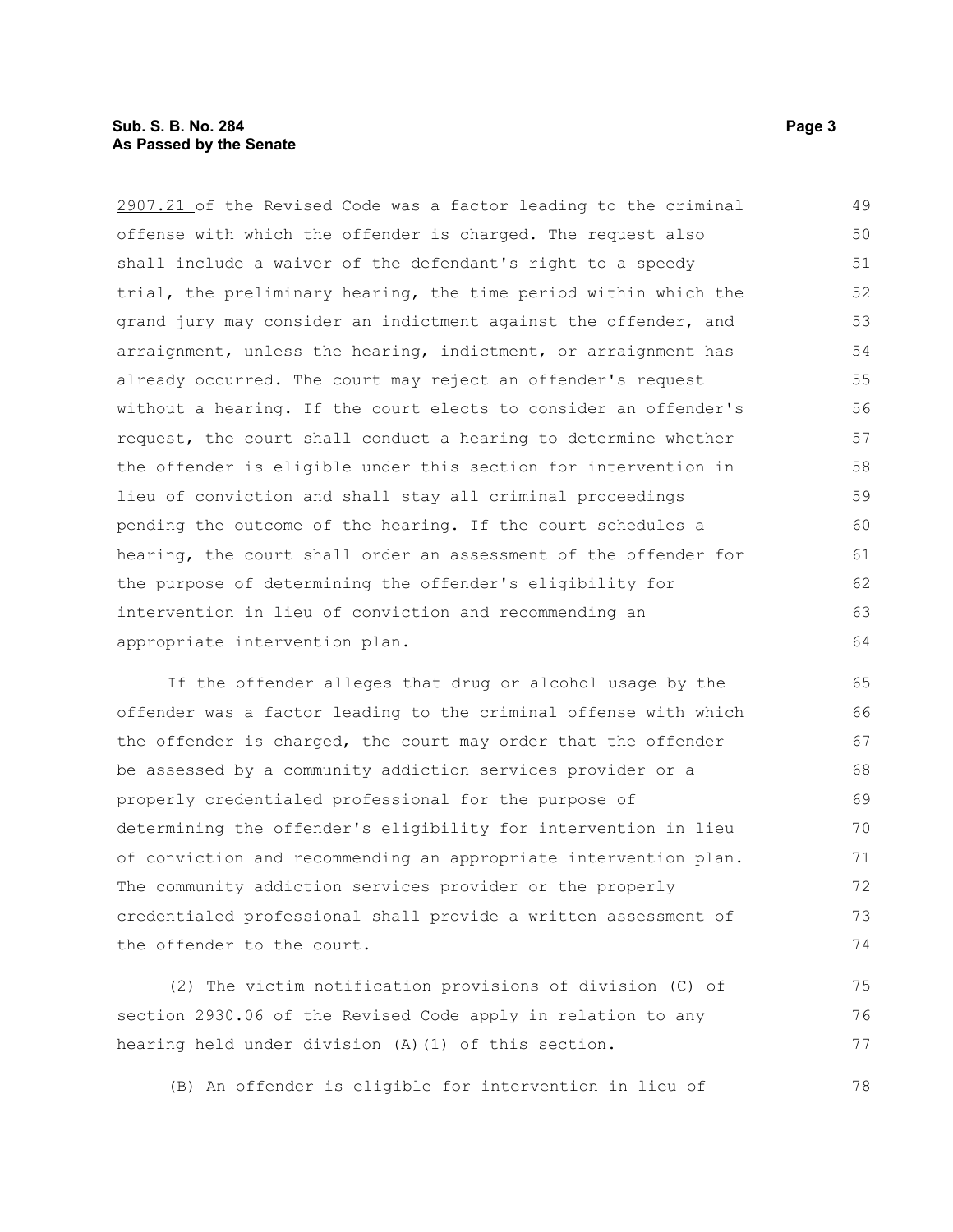2907.21 of the Revised Code was a factor leading to the criminal offense with which the offender is charged. The request also shall include a waiver of the defendant's right to a speedy trial, the preliminary hearing, the time period within which the grand jury may consider an indictment against the offender, and arraignment, unless the hearing, indictment, or arraignment has already occurred. The court may reject an offender's request without a hearing. If the court elects to consider an offender's request, the court shall conduct a hearing to determine whether the offender is eligible under this section for intervention in lieu of conviction and shall stay all criminal proceedings pending the outcome of the hearing. If the court schedules a hearing, the court shall order an assessment of the offender for the purpose of determining the offender's eligibility for intervention in lieu of conviction and recommending an appropriate intervention plan.

If the offender alleges that drug or alcohol usage by the offender was a factor leading to the criminal offense with which the offender is charged, the court may order that the offender be assessed by a community addiction services provider or a properly credentialed professional for the purpose of determining the offender's eligibility for intervention in lieu of conviction and recommending an appropriate intervention plan. The community addiction services provider or the properly credentialed professional shall provide a written assessment of the offender to the court.

(2) The victim notification provisions of division (C) of section 2930.06 of the Revised Code apply in relation to any hearing held under division (A)(1) of this section.

(B) An offender is eligible for intervention in lieu of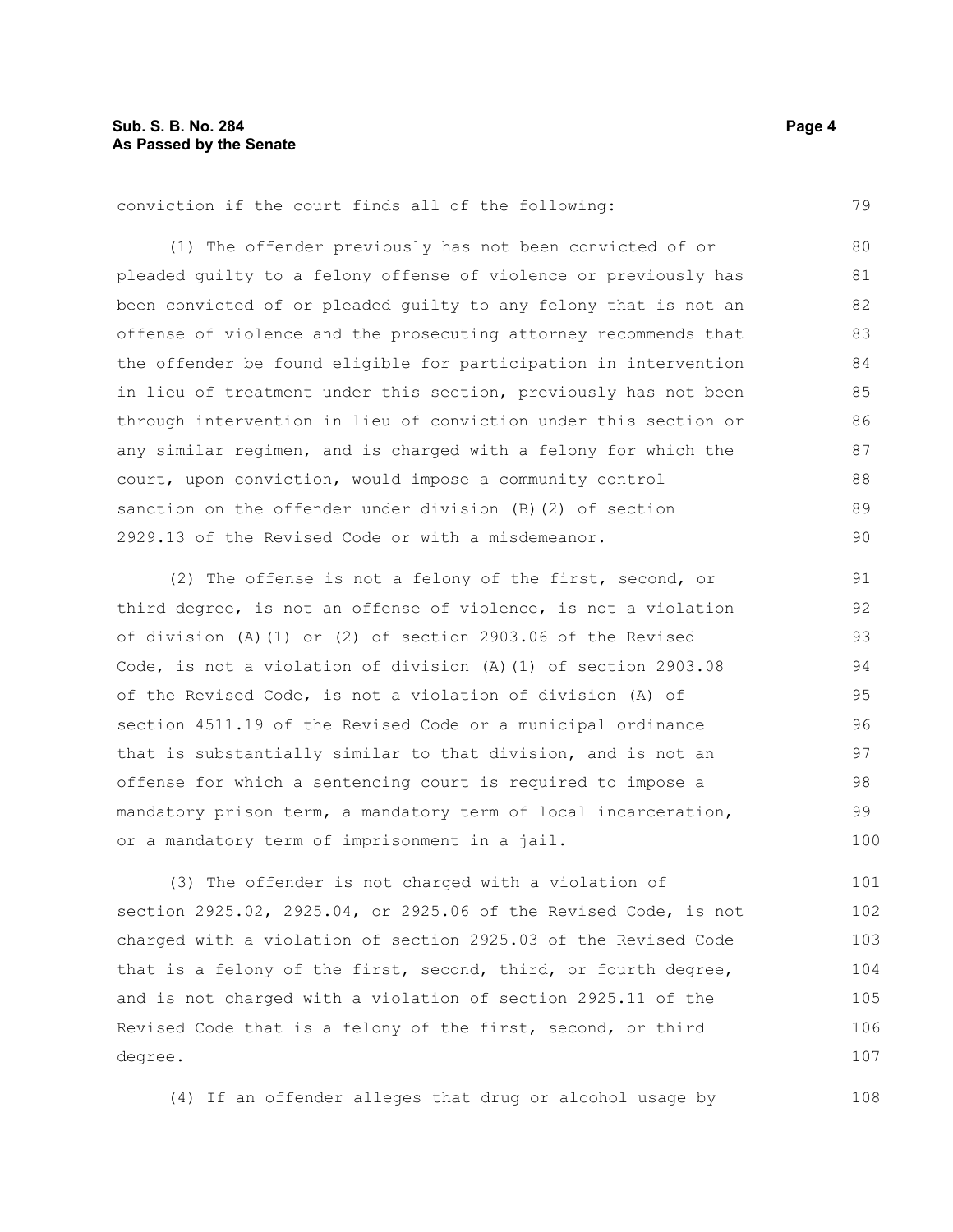conviction if the court finds all of the following:

(1) The offender previously has not been convicted of or pleaded guilty to a felony offense of violence or previously has been convicted of or pleaded guilty to any felony that is not an offense of violence and the prosecuting attorney recommends that the offender be found eligible for participation in intervention in lieu of treatment under this section, previously has not been through intervention in lieu of conviction under this section or any similar regimen, and is charged with a felony for which the court, upon conviction, would impose a community control sanction on the offender under division (B)(2) of section 2929.13 of the Revised Code or with a misdemeanor.

(2) The offense is not a felony of the first, second, or third degree, is not an offense of violence, is not a violation of division (A)(1) or (2) of section 2903.06 of the Revised Code, is not a violation of division (A)(1) of section 2903.08 of the Revised Code, is not a violation of division (A) of section 4511.19 of the Revised Code or a municipal ordinance that is substantially similar to that division, and is not an offense for which a sentencing court is required to impose a mandatory prison term, a mandatory term of local incarceration, or a mandatory term of imprisonment in a jail.

(3) The offender is not charged with a violation of section 2925.02, 2925.04, or 2925.06 of the Revised Code, is not charged with a violation of section 2925.03 of the Revised Code that is a felony of the first, second, third, or fourth degree, and is not charged with a violation of section 2925.11 of the Revised Code that is a felony of the first, second, or third degree.

(4) If an offender alleges that drug or alcohol usage by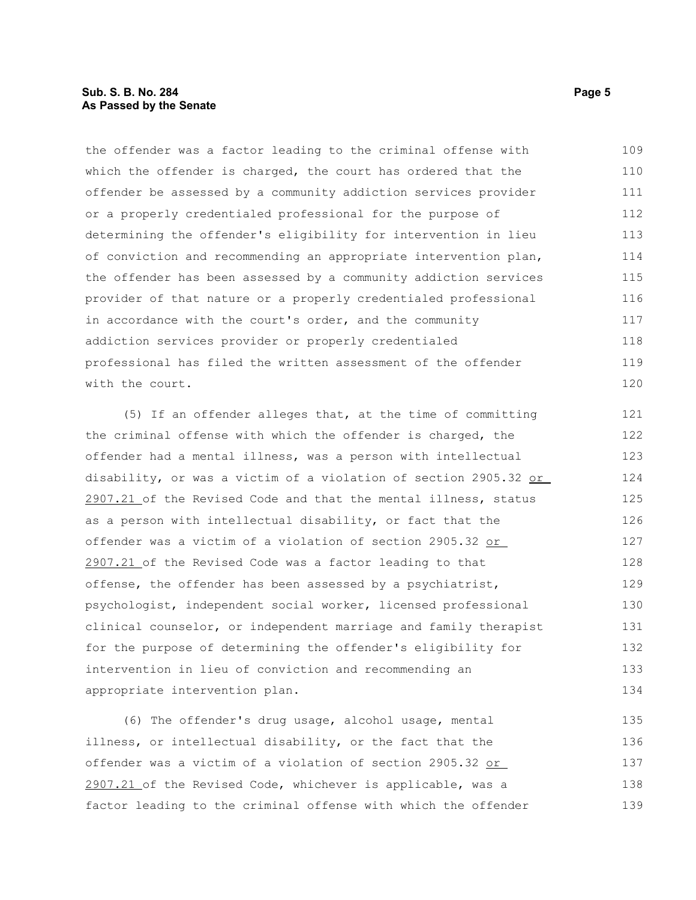the offender was a factor leading to the criminal offense with which the offender is charged, the court has ordered that the offender be assessed by a community addiction services provider or a properly credentialed professional for the purpose of determining the offender's eligibility for intervention in lieu of conviction and recommending an appropriate intervention plan, the offender has been assessed by a community addiction services provider of that nature or a properly credentialed professional in accordance with the court's order, and the community addiction services provider or properly credentialed professional has filed the written assessment of the offender with the court.

(5) If an offender alleges that, at the time of committing the criminal offense with which the offender is charged, the offender had a mental illness, was a person with intellectual disability, or was a victim of a violation of section 2905.32 or 2907.21 of the Revised Code and that the mental illness, status as a person with intellectual disability, or fact that the offender was a victim of a violation of section 2905.32 or 2907.21 of the Revised Code was a factor leading to that offense, the offender has been assessed by a psychiatrist, psychologist, independent social worker, licensed professional clinical counselor, or independent marriage and family therapist for the purpose of determining the offender's eligibility for intervention in lieu of conviction and recommending an appropriate intervention plan.

(6) The offender's drug usage, alcohol usage, mental illness, or intellectual disability, or the fact that the offender was a victim of a violation of section 2905.32 or 2907.21 of the Revised Code, whichever is applicable, was a factor leading to the criminal offense with which the offender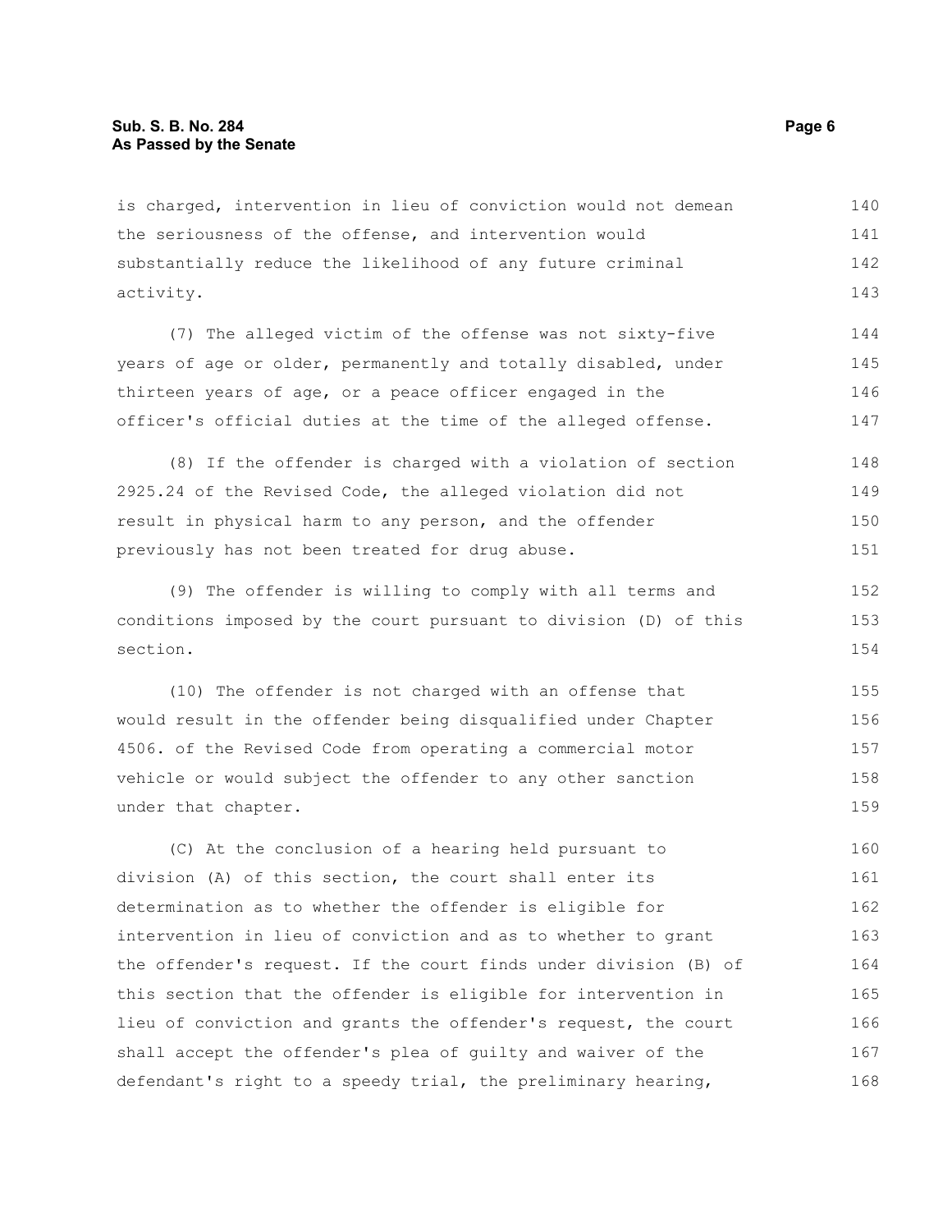is charged, intervention in lieu of conviction would not demean the seriousness of the offense, and intervention would substantially reduce the likelihood of any future criminal activity.

(7) The alleged victim of the offense was not sixty-five years of age or older, permanently and totally disabled, under thirteen years of age, or a peace officer engaged in the officer's official duties at the time of the alleged offense.

(8) If the offender is charged with a violation of section 2925.24 of the Revised Code, the alleged violation did not result in physical harm to any person, and the offender previously has not been treated for drug abuse.

(9) The offender is willing to comply with all terms and conditions imposed by the court pursuant to division (D) of this section.

(10) The offender is not charged with an offense that would result in the offender being disqualified under Chapter 4506. of the Revised Code from operating a commercial motor vehicle or would subject the offender to any other sanction under that chapter.

(C) At the conclusion of a hearing held pursuant to division (A) of this section, the court shall enter its determination as to whether the offender is eligible for intervention in lieu of conviction and as to whether to grant the offender's request. If the court finds under division (B) of this section that the offender is eligible for intervention in lieu of conviction and grants the offender's request, the court shall accept the offender's plea of guilty and waiver of the defendant's right to a speedy trial, the preliminary hearing,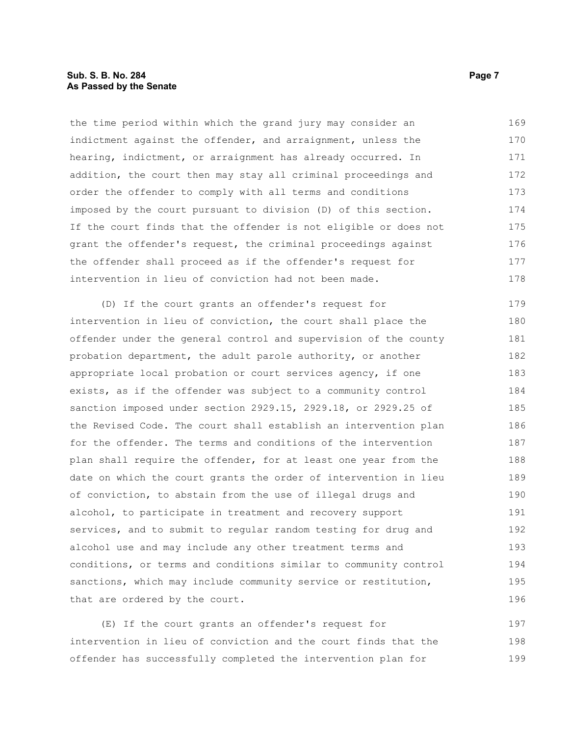the time period within which the grand jury may consider an indictment against the offender, and arraignment, unless the hearing, indictment, or arraignment has already occurred. In addition, the court then may stay all criminal proceedings and order the offender to comply with all terms and conditions imposed by the court pursuant to division (D) of this section. If the court finds that the offender is not eligible or does not grant the offender's request, the criminal proceedings against the offender shall proceed as if the offender's request for intervention in lieu of conviction had not been made.

(D) If the court grants an offender's request for intervention in lieu of conviction, the court shall place the offender under the general control and supervision of the county probation department, the adult parole authority, or another appropriate local probation or court services agency, if one exists, as if the offender was subject to a community control sanction imposed under section 2929.15, 2929.18, or 2929.25 of the Revised Code. The court shall establish an intervention plan for the offender. The terms and conditions of the intervention plan shall require the offender, for at least one year from the date on which the court grants the order of intervention in lieu of conviction, to abstain from the use of illegal drugs and alcohol, to participate in treatment and recovery support services, and to submit to regular random testing for drug and alcohol use and may include any other treatment terms and conditions, or terms and conditions similar to community control sanctions, which may include community service or restitution, that are ordered by the court.

(E) If the court grants an offender's request for intervention in lieu of conviction and the court finds that the offender has successfully completed the intervention plan for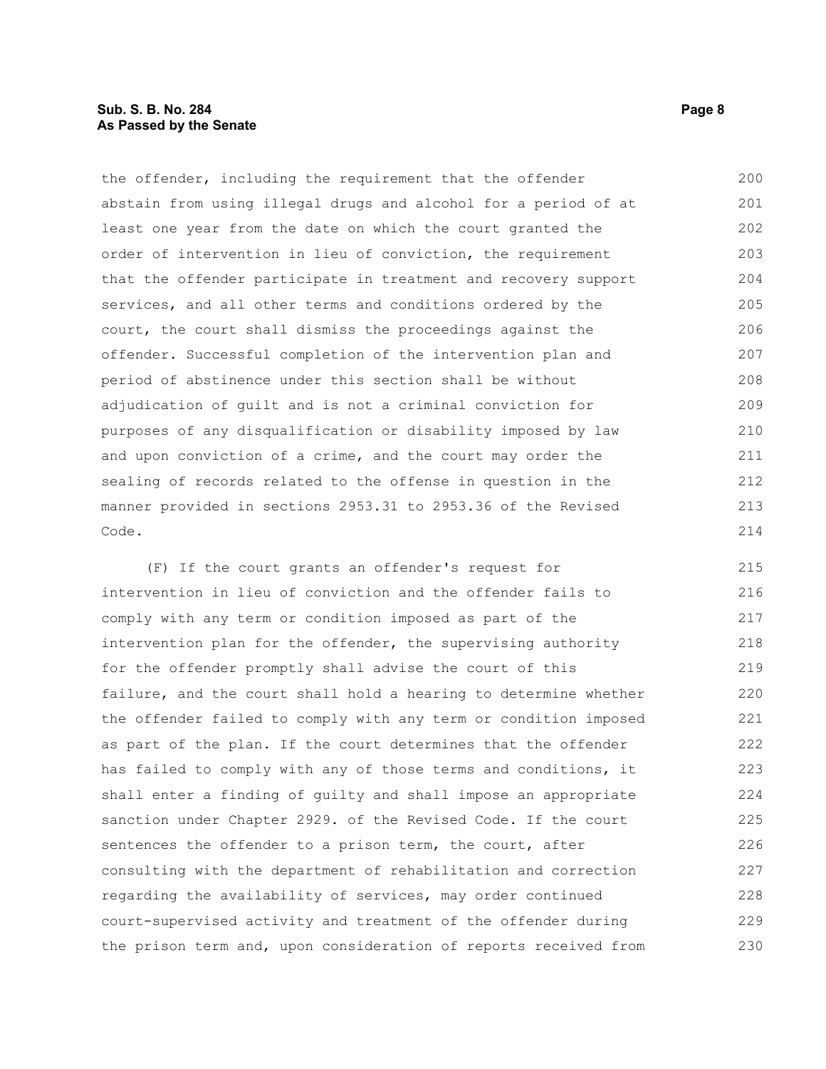the offender, including the requirement that the offender abstain from using illegal drugs and alcohol for a period of at least one year from the date on which the court granted the order of intervention in lieu of conviction, the requirement that the offender participate in treatment and recovery support services, and all other terms and conditions ordered by the court, the court shall dismiss the proceedings against the offender. Successful completion of the intervention plan and period of abstinence under this section shall be without adjudication of guilt and is not a criminal conviction for purposes of any disqualification or disability imposed by law and upon conviction of a crime, and the court may order the sealing of records related to the offense in question in the manner provided in sections 2953.31 to 2953.36 of the Revised Code.

(F) If the court grants an offender's request for intervention in lieu of conviction and the offender fails to comply with any term or condition imposed as part of the intervention plan for the offender, the supervising authority for the offender promptly shall advise the court of this failure, and the court shall hold a hearing to determine whether the offender failed to comply with any term or condition imposed as part of the plan. If the court determines that the offender has failed to comply with any of those terms and conditions, it shall enter a finding of guilty and shall impose an appropriate sanction under Chapter 2929. of the Revised Code. If the court sentences the offender to a prison term, the court, after consulting with the department of rehabilitation and correction regarding the availability of services, may order continued court-supervised activity and treatment of the offender during the prison term and, upon consideration of reports received from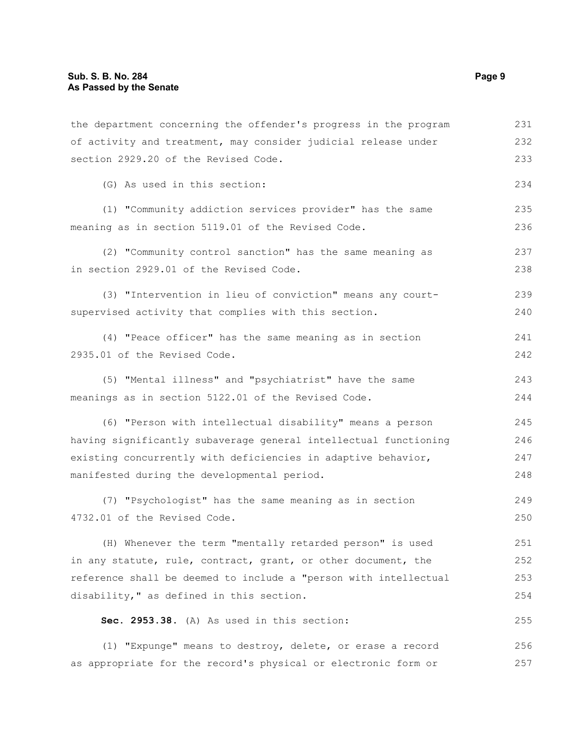the department concerning the offender's progress in the program of activity and treatment, may consider judicial release under section 2929.20 of the Revised Code.

(G) As used in this section:

(1) "Community addiction services provider" has the same meaning as in section 5119.01 of the Revised Code.

(2) "Community control sanction" has the same meaning as in section 2929.01 of the Revised Code.

(3) "Intervention in lieu of conviction" means any court-supervised activity that complies with this section.

(4) "Peace officer" has the same meaning as in section 2935.01 of the Revised Code.

(5) "Mental illness" and "psychiatrist" have the same meanings as in section 5122.01 of the Revised Code.

(6) "Person with intellectual disability" means a person having significantly subaverage general intellectual functioning existing concurrently with deficiencies in adaptive behavior, manifested during the developmental period.

(7) "Psychologist" has the same meaning as in section 4732.01 of the Revised Code.

(H) Whenever the term "mentally retarded person" is used in any statute, rule, contract, grant, or other document, the reference shall be deemed to include a "person with intellectual disability," as defined in this section.

**Sec. 2953.38.** (A) As used in this section:

(1) "Expunge" means to destroy, delete, or erase a record as appropriate for the record's physical or electronic form or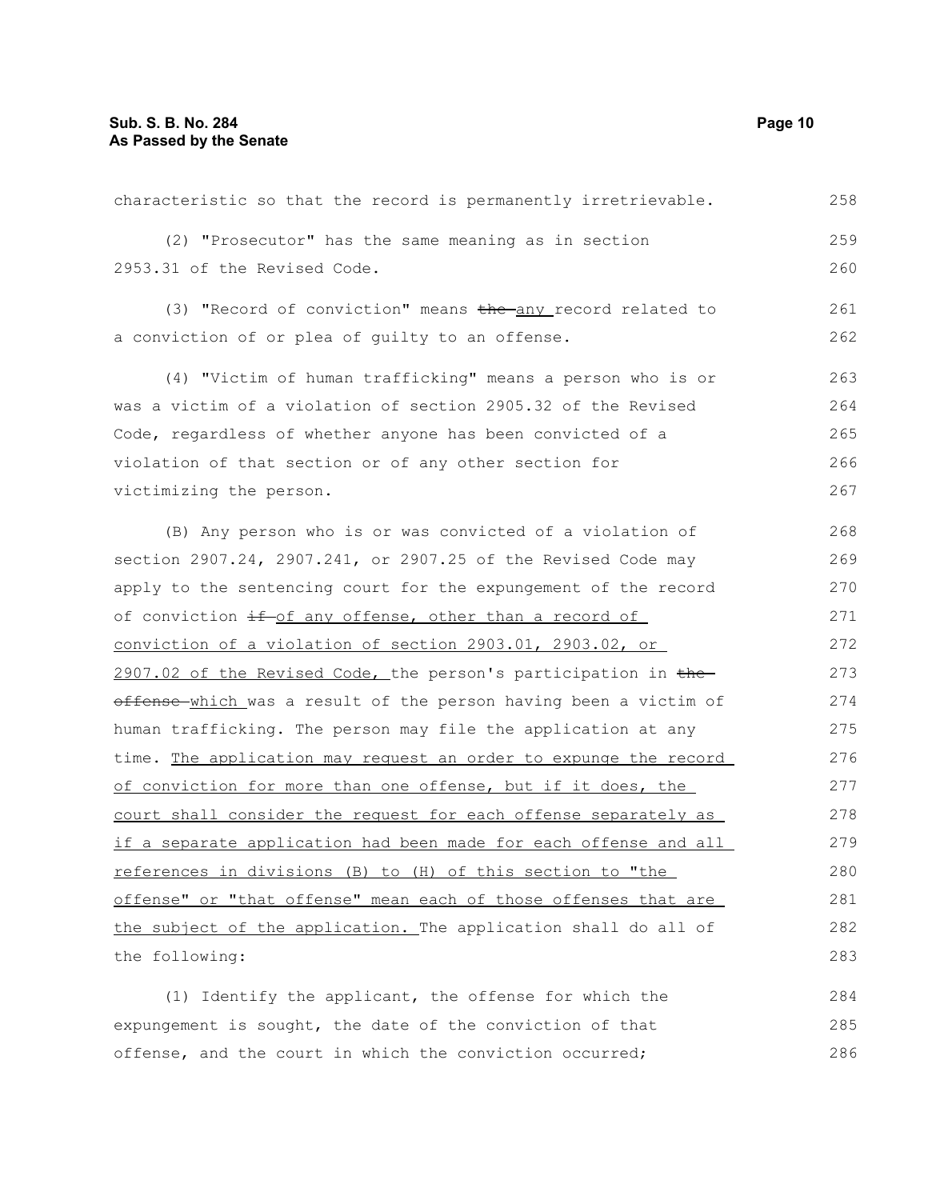characteristic so that the record is permanently irretrievable.

(2) "Prosecutor" has the same meaning as in section 2953.31 of the Revised Code.

(3) "Record of conviction" means ~~the~~ <u>any</u> record related to a conviction of or plea of guilty to an offense.

(4) "Victim of human trafficking" means a person who is or was a victim of a violation of section 2905.32 of the Revised Code, regardless of whether anyone has been convicted of a violation of that section or of any other section for victimizing the person.

(B) Any person who is or was convicted of a violation of section 2907.24, 2907.241, or 2907.25 of the Revised Code may apply to the sentencing court for the expungement of the record of conviction ~~if~~ <u>of any offense, other than a record of conviction of a violation of section 2903.01, 2903.02, or 2907.02 of the Revised Code,</u> the person's participation in ~~the offense~~ <u>which</u> was a result of the person having been a victim of human trafficking. The person may file the application at any time. <u>The application may request an order to expunge the record of conviction for more than one offense, but if it does, the court shall consider the request for each offense separately as if a separate application had been made for each offense and all references in divisions (B) to (H) of this section to "the offense" or "that offense" mean each of those offenses that are the subject of the application.</u> The application shall do all of the following:

(1) Identify the applicant, the offense for which the expungement is sought, the date of the conviction of that offense, and the court in which the conviction occurred;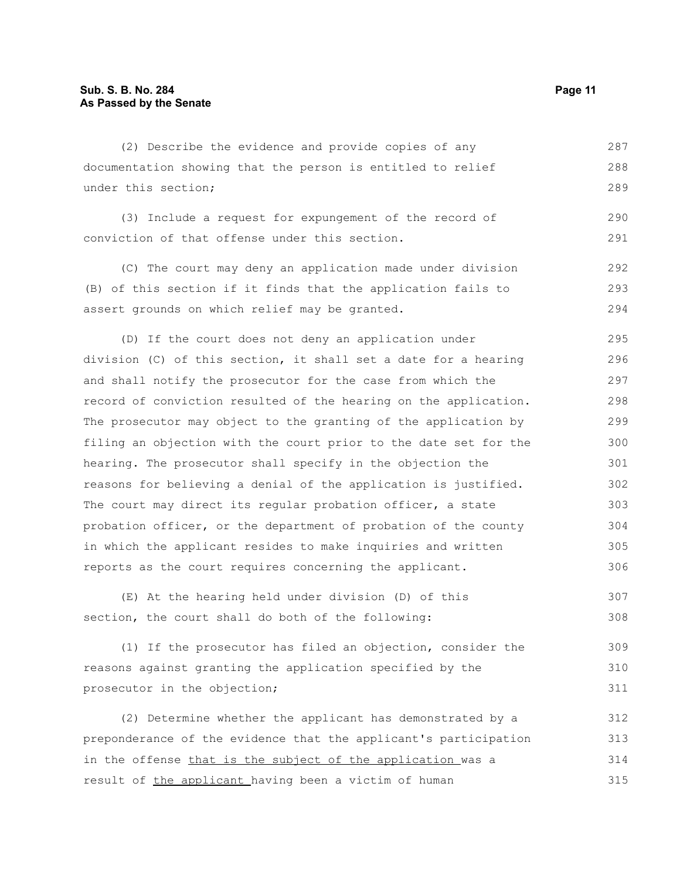(2) Describe the evidence and provide copies of any documentation showing that the person is entitled to relief under this section;

(3) Include a request for expungement of the record of conviction of that offense under this section.

(C) The court may deny an application made under division (B) of this section if it finds that the application fails to assert grounds on which relief may be granted.

(D) If the court does not deny an application under division (C) of this section, it shall set a date for a hearing and shall notify the prosecutor for the case from which the record of conviction resulted of the hearing on the application. The prosecutor may object to the granting of the application by filing an objection with the court prior to the date set for the hearing. The prosecutor shall specify in the objection the reasons for believing a denial of the application is justified. The court may direct its regular probation officer, a state probation officer, or the department of probation of the county in which the applicant resides to make inquiries and written reports as the court requires concerning the applicant.

(E) At the hearing held under division (D) of this section, the court shall do both of the following:

(1) If the prosecutor has filed an objection, consider the reasons against granting the application specified by the prosecutor in the objection;

(2) Determine whether the applicant has demonstrated by a preponderance of the evidence that the applicant's participation in the offense <u>that is the subject of the application </u>was a result of <u>the applicant </u>having been a victim of human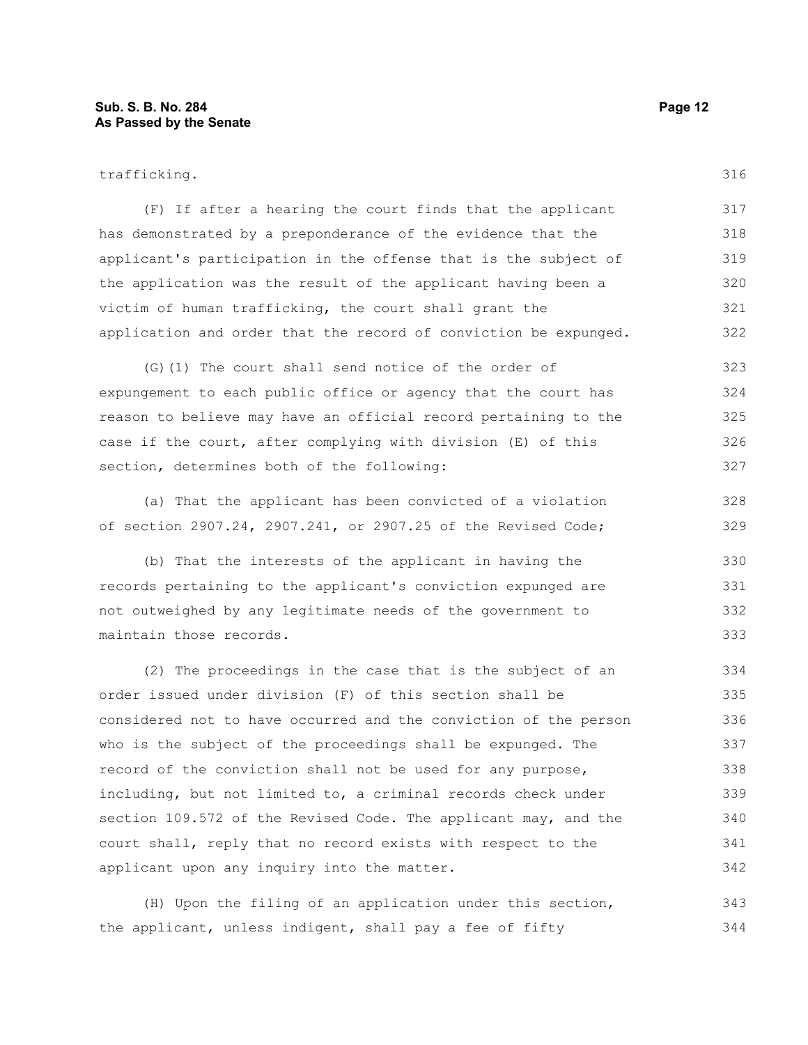trafficking.

(F) If after a hearing the court finds that the applicant has demonstrated by a preponderance of the evidence that the applicant's participation in the offense that is the subject of the application was the result of the applicant having been a victim of human trafficking, the court shall grant the application and order that the record of conviction be expunged.

(G)(1) The court shall send notice of the order of expungement to each public office or agency that the court has reason to believe may have an official record pertaining to the case if the court, after complying with division (E) of this section, determines both of the following:

(a) That the applicant has been convicted of a violation of section 2907.24, 2907.241, or 2907.25 of the Revised Code;

(b) That the interests of the applicant in having the records pertaining to the applicant's conviction expunged are not outweighed by any legitimate needs of the government to maintain those records.

(2) The proceedings in the case that is the subject of an order issued under division (F) of this section shall be considered not to have occurred and the conviction of the person who is the subject of the proceedings shall be expunged. The record of the conviction shall not be used for any purpose, including, but not limited to, a criminal records check under section 109.572 of the Revised Code. The applicant may, and the court shall, reply that no record exists with respect to the applicant upon any inquiry into the matter.

(H) Upon the filing of an application under this section, the applicant, unless indigent, shall pay a fee of fifty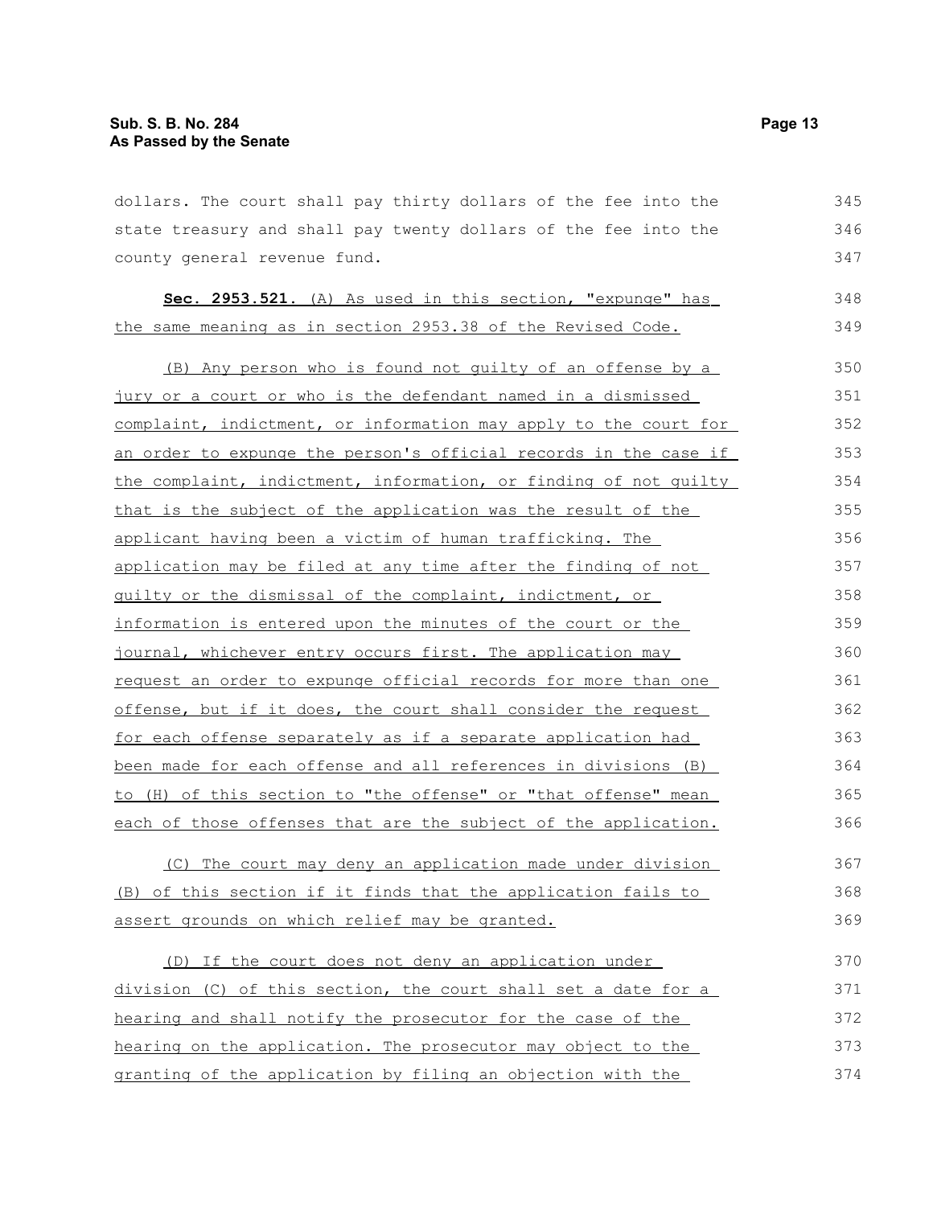dollars. The court shall pay thirty dollars of the fee into the state treasury and shall pay twenty dollars of the fee into the county general revenue fund.

**Sec. 2953.521.** (A) As used in this section, "expunge" has the same meaning as in section 2953.38 of the Revised Code.

(B) Any person who is found not guilty of an offense by a jury or a court or who is the defendant named in a dismissed complaint, indictment, or information may apply to the court for an order to expunge the person's official records in the case if the complaint, indictment, information, or finding of not guilty that is the subject of the application was the result of the applicant having been a victim of human trafficking. The application may be filed at any time after the finding of not guilty or the dismissal of the complaint, indictment, or information is entered upon the minutes of the court or the journal, whichever entry occurs first. The application may request an order to expunge official records for more than one offense, but if it does, the court shall consider the request for each offense separately as if a separate application had been made for each offense and all references in divisions (B) to (H) of this section to "the offense" or "that offense" mean each of those offenses that are the subject of the application.

(C) The court may deny an application made under division (B) of this section if it finds that the application fails to assert grounds on which relief may be granted.

(D) If the court does not deny an application under division (C) of this section, the court shall set a date for a hearing and shall notify the prosecutor for the case of the hearing on the application. The prosecutor may object to the granting of the application by filing an objection with the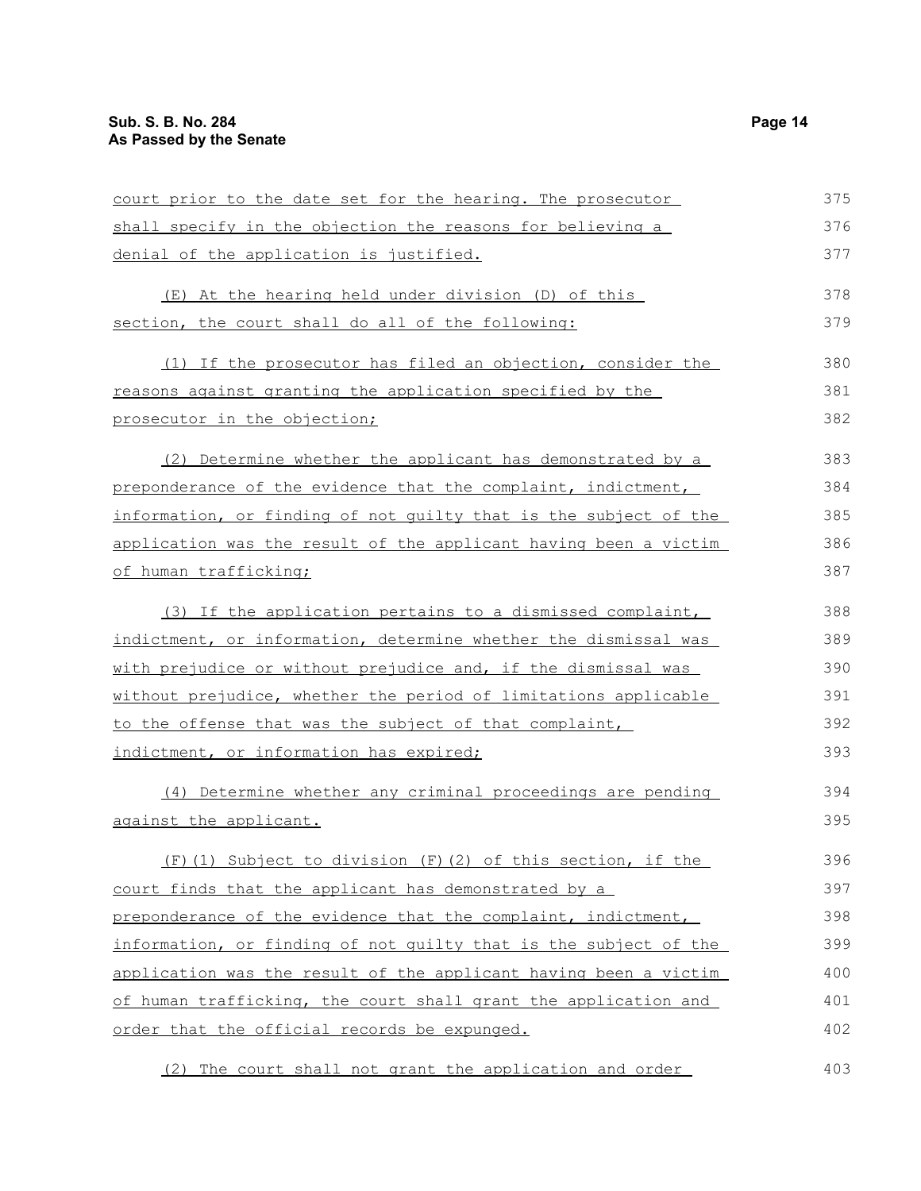court prior to the date set for the hearing. The prosecutor shall specify in the objection the reasons for believing a denial of the application is justified.

(E) At the hearing held under division (D) of this section, the court shall do all of the following:

(1) If the prosecutor has filed an objection, consider the reasons against granting the application specified by the prosecutor in the objection;

(2) Determine whether the applicant has demonstrated by a preponderance of the evidence that the complaint, indictment, information, or finding of not guilty that is the subject of the application was the result of the applicant having been a victim of human trafficking;

(3) If the application pertains to a dismissed complaint, indictment, or information, determine whether the dismissal was with prejudice or without prejudice and, if the dismissal was without prejudice, whether the period of limitations applicable to the offense that was the subject of that complaint, indictment, or information has expired;

(4) Determine whether any criminal proceedings are pending against the applicant.

(F)(1) Subject to division (F)(2) of this section, if the court finds that the applicant has demonstrated by a preponderance of the evidence that the complaint, indictment, information, or finding of not guilty that is the subject of the application was the result of the applicant having been a victim of human trafficking, the court shall grant the application and order that the official records be expunged.

(2) The court shall not grant the application and order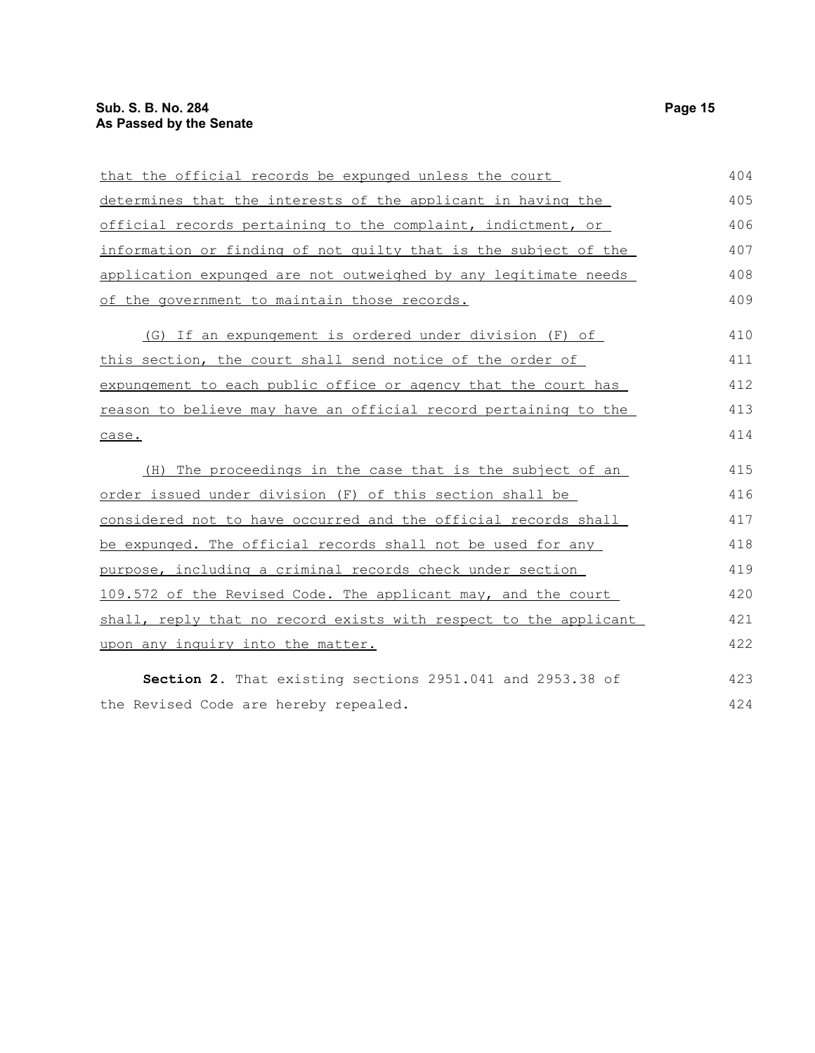that the official records be expunged unless the court determines that the interests of the applicant in having the official records pertaining to the complaint, indictment, or information or finding of not guilty that is the subject of the application expunged are not outweighed by any legitimate needs of the government to maintain those records.

(G) If an expungement is ordered under division (F) of this section, the court shall send notice of the order of expungement to each public office or agency that the court has reason to believe may have an official record pertaining to the case.

(H) The proceedings in the case that is the subject of an order issued under division (F) of this section shall be considered not to have occurred and the official records shall be expunged. The official records shall not be used for any purpose, including a criminal records check under section 109.572 of the Revised Code. The applicant may, and the court shall, reply that no record exists with respect to the applicant upon any inquiry into the matter.

**Section 2.** That existing sections 2951.041 and 2953.38 of the Revised Code are hereby repealed.